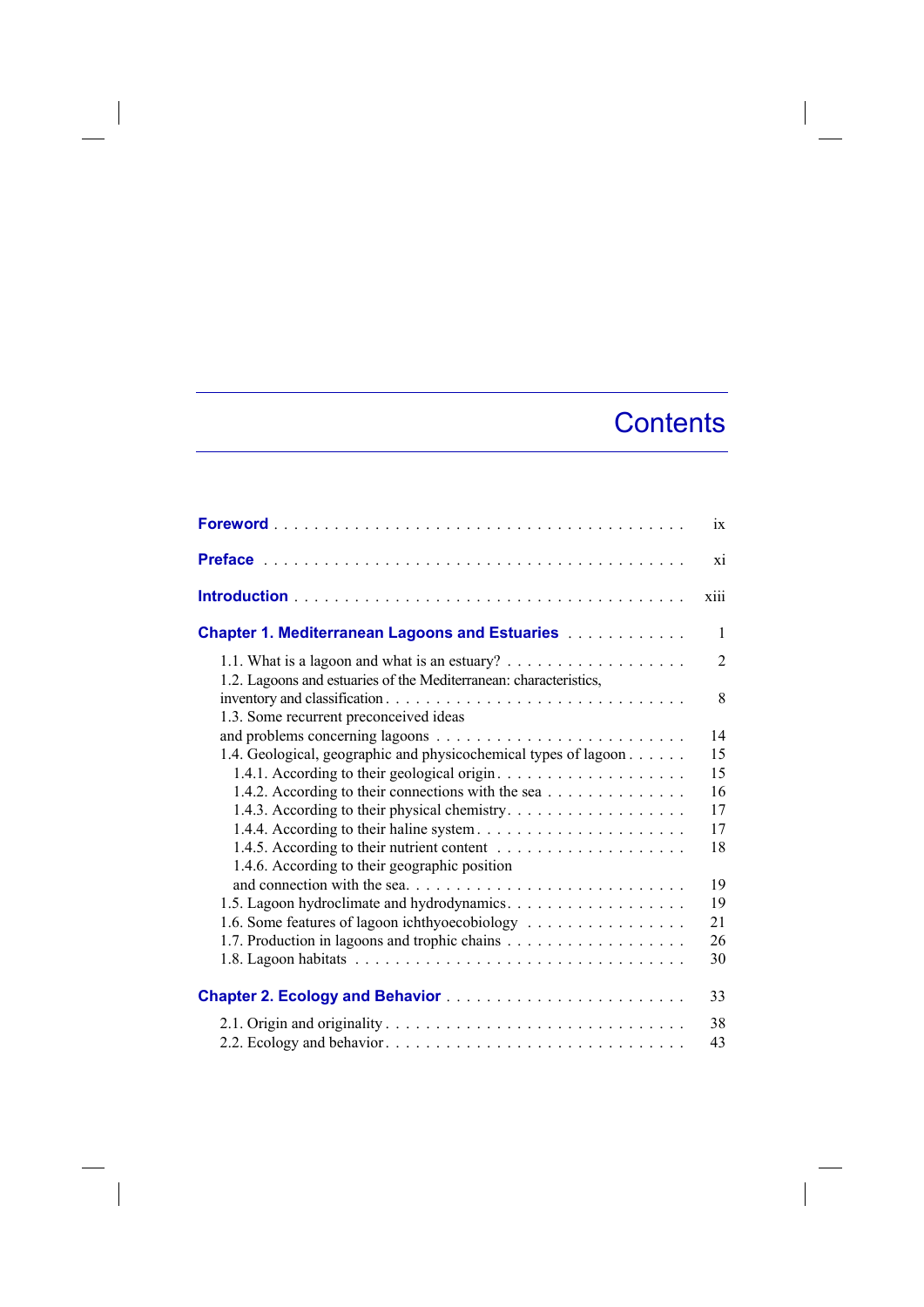# Contents

**Foreword** . . . . . . . . . . . . . . . . . . . . . . . . . . . . . . . . . . . . . . . . ix

**Preface** . . . . . . . . . . . . . . . . . . . . . . . . . . . . . . . . . . . . . . . . . xi

**Introduction** . . . . . . . . . . . . . . . . . . . . . . . . . . . . . . . . . . . . . . xiii

**Chapter 1. Mediterranean Lagoons and Estuaries** . . . . . . . . . . . . 1

- 1.1. What is a lagoon and what is an estuary? . . . . . . . . . . . . . . . . . . 2
- 1.2. Lagoons and estuaries of the Mediterranean: characteristics, inventory and classification . . . . . . . . . . . . . . . . . . . . . . . . . . . . 8
- 1.3. Some recurrent preconceived ideas and problems concerning lagoons . . . . . . . . . . . . . . . . . . . . . . . . . 14
- 1.4. Geological, geographic and physicochemical types of lagoon . . . . . . 15
  - 1.4.1. According to their geological origin . . . . . . . . . . . . . . . . . . . 15
  - 1.4.2. According to their connections with the sea . . . . . . . . . . . . . . 16
  - 1.4.3. According to their physical chemistry . . . . . . . . . . . . . . . . . . 17
  - 1.4.4. According to their haline system . . . . . . . . . . . . . . . . . . . . . 17
  - 1.4.5. According to their nutrient content . . . . . . . . . . . . . . . . . . . 18
  - 1.4.6. According to their geographic position and connection with the sea. . . . . . . . . . . . . . . . . . . . . . . . . . . 19
- 1.5. Lagoon hydroclimate and hydrodynamics . . . . . . . . . . . . . . . . . . 19
- 1.6. Some features of lagoon ichthyoecobiology . . . . . . . . . . . . . . . . 21
- 1.7. Production in lagoons and trophic chains . . . . . . . . . . . . . . . . . . 26
- 1.8. Lagoon habitats . . . . . . . . . . . . . . . . . . . . . . . . . . . . . . . . . 30

**Chapter 2. Ecology and Behavior** . . . . . . . . . . . . . . . . . . . . . . . . 33

- 2.1. Origin and originality . . . . . . . . . . . . . . . . . . . . . . . . . . . . . . 38
- 2.2. Ecology and behavior . . . . . . . . . . . . . . . . . . . . . . . . . . . . . . 43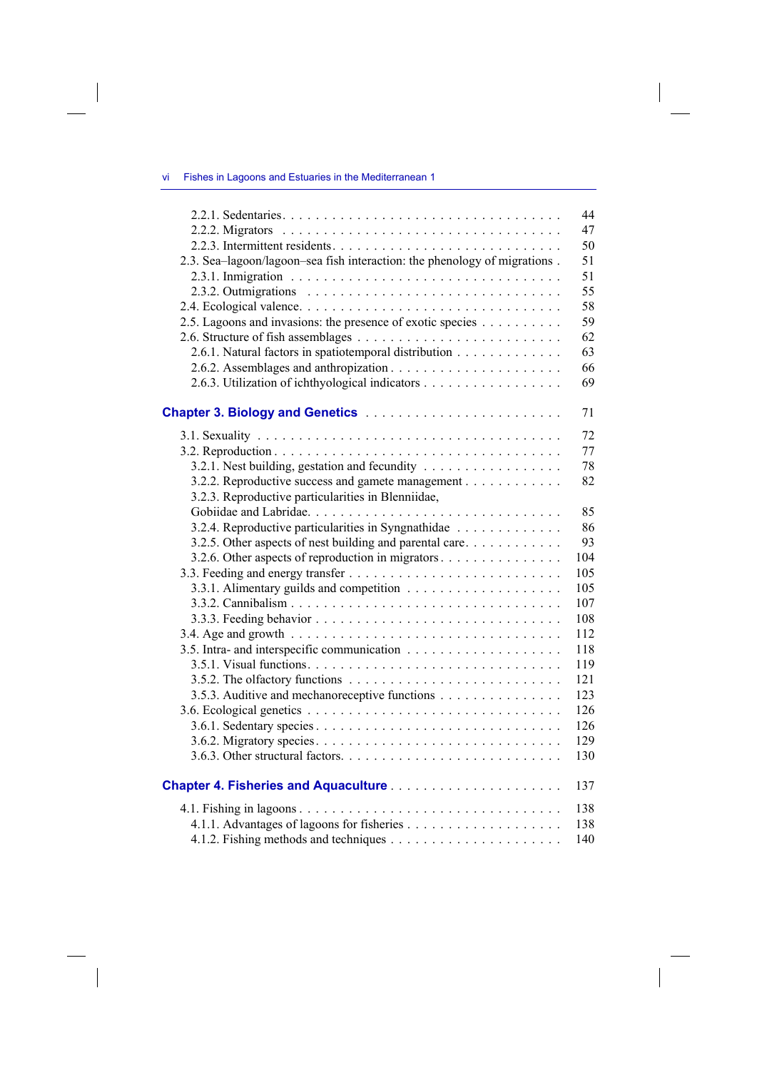2.2.1. Sedentaries . . . . . . . . . . 44
2.2.2. Migrators . . . . . . . . . . 47
2.2.3. Intermittent residents . . . . . . . . . . 50

2.3. Sea–lagoon/lagoon–sea fish interaction: the phenology of migrations . 51
2.3.1. Inmigration . . . . . . . . . . 51
2.3.2. Outmigrations . . . . . . . . . . 55

2.4. Ecological valence . . . . . . . . . . 58

2.5. Lagoons and invasions: the presence of exotic species . . . . . . . . . . 59

2.6. Structure of fish assemblages . . . . . . . . . . 62
2.6.1. Natural factors in spatiotemporal distribution . . . . . . . . . . 63
2.6.2. Assemblages and anthropization . . . . . . . . . . 66
2.6.3. Utilization of ichthyological indicators . . . . . . . . . . 69

## Chapter 3. Biology and Genetics . . . . . . . . . . 71

3.1. Sexuality . . . . . . . . . . 72

3.2. Reproduction . . . . . . . . . . 77
3.2.1. Nest building, gestation and fecundity . . . . . . . . . . 78
3.2.2. Reproductive success and gamete management . . . . . . . . . . 82
3.2.3. Reproductive particularities in Blenniidae, Gobiidae and Labridae . . . . . . . . . . 85
3.2.4. Reproductive particularities in Syngnathidae . . . . . . . . . . 86
3.2.5. Other aspects of nest building and parental care . . . . . . . . . . 93
3.2.6. Other aspects of reproduction in migrators . . . . . . . . . . 104

3.3. Feeding and energy transfer . . . . . . . . . . 105
3.3.1. Alimentary guilds and competition . . . . . . . . . . 105
3.3.2. Cannibalism . . . . . . . . . . 107
3.3.3. Feeding behavior . . . . . . . . . . 108

3.4. Age and growth . . . . . . . . . . 112

3.5. Intra- and interspecific communication . . . . . . . . . . 118
3.5.1. Visual functions . . . . . . . . . . 119
3.5.2. The olfactory functions . . . . . . . . . . 121
3.5.3. Auditive and mechanoreceptive functions . . . . . . . . . . 123

3.6. Ecological genetics . . . . . . . . . . 126
3.6.1. Sedentary species . . . . . . . . . . 126
3.6.2. Migratory species . . . . . . . . . . 129
3.6.3. Other structural factors . . . . . . . . . . 130

## Chapter 4. Fisheries and Aquaculture . . . . . . . . . . 137

4.1. Fishing in lagoons . . . . . . . . . . 138
4.1.1. Advantages of lagoons for fisheries . . . . . . . . . . 138
4.1.2. Fishing methods and techniques . . . . . . . . . . 140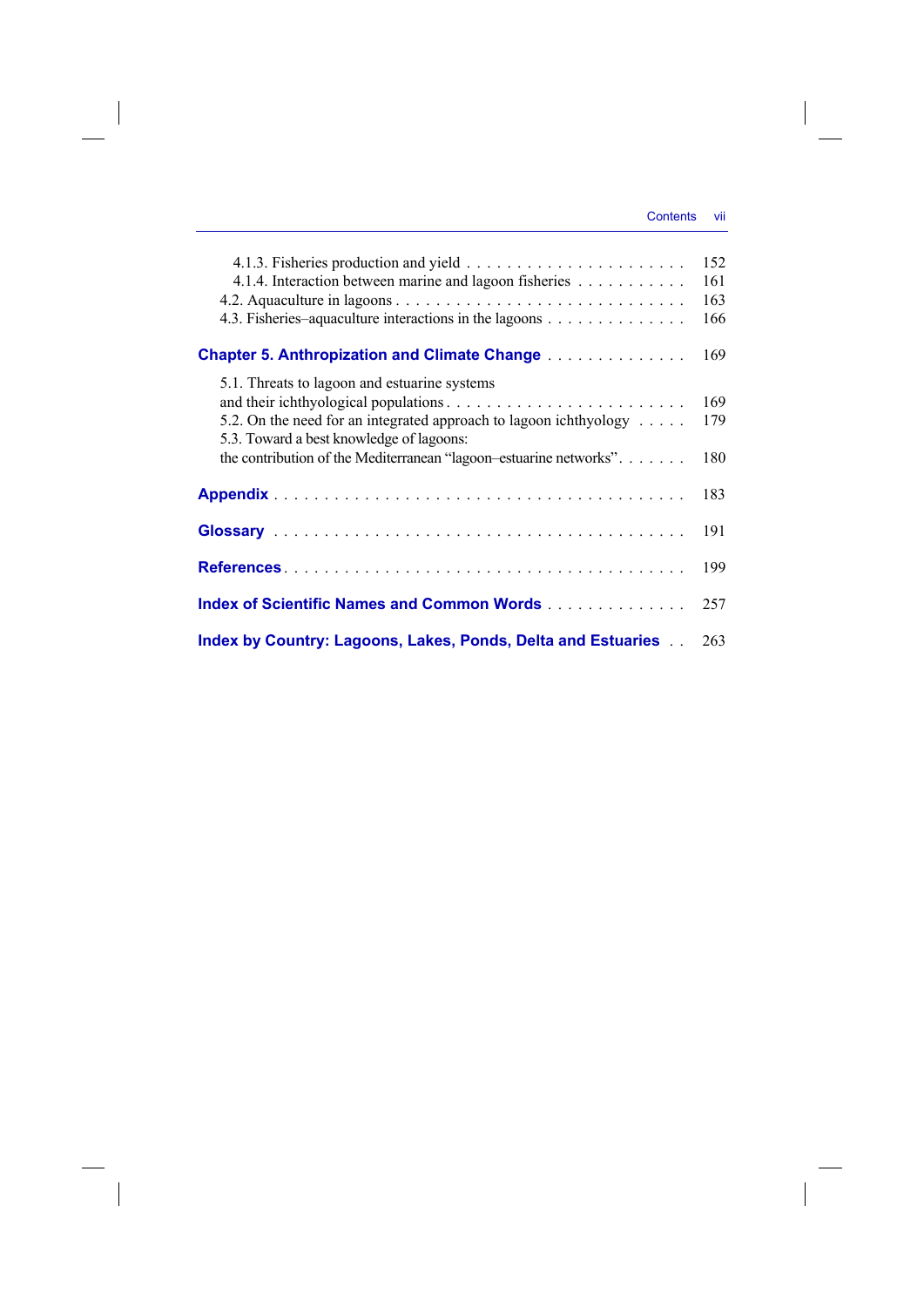4.1.3. Fisheries production and yield . . . . . . . . . . . . . . . . . . . . . . 152
4.1.4. Interaction between marine and lagoon fisheries . . . . . . . . . . . 161
4.2. Aquaculture in lagoons . . . . . . . . . . . . . . . . . . . . . . . . . . . . . 163
4.3. Fisheries–aquaculture interactions in the lagoons . . . . . . . . . . . . . 166

**Chapter 5. Anthropization and Climate Change** . . . . . . . . . . . . . . 169

5.1. Threats to lagoon and estuarine systems and their ichthyological populations . . . . . . . . . . . . . . . . . . . . . . . 169
5.2. On the need for an integrated approach to lagoon ichthyology . . . . . 179
5.3. Toward a best knowledge of lagoons: the contribution of the Mediterranean "lagoon–estuarine networks". . . . . . . 180

**Appendix** . . . . . . . . . . . . . . . . . . . . . . . . . . . . . . . . . . . . . . . 183

**Glossary** . . . . . . . . . . . . . . . . . . . . . . . . . . . . . . . . . . . . . . . 191

**References** . . . . . . . . . . . . . . . . . . . . . . . . . . . . . . . . . . . . . . 199

**Index of Scientific Names and Common Words** . . . . . . . . . . . . . . 257

**Index by Country: Lagoons, Lakes, Ponds, Delta and Estuaries** . . 263